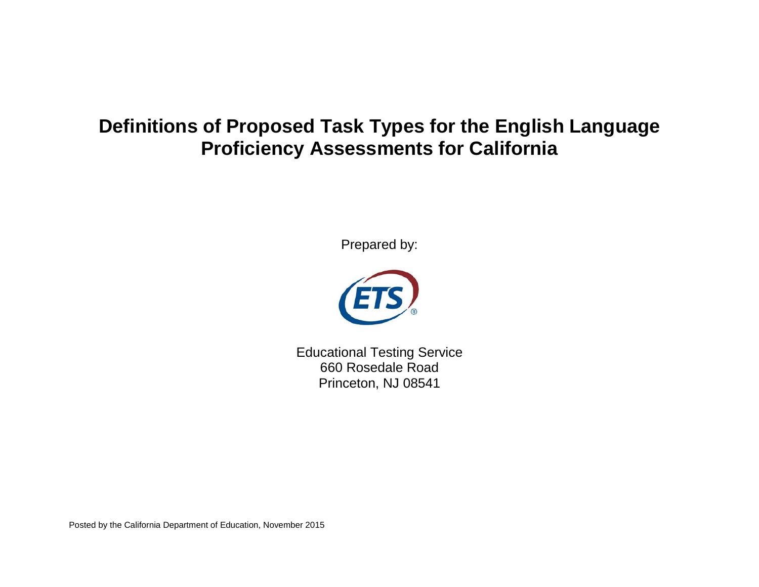# Definitions of Proposed Task Types for the English Language Proficiency Assessments for California

Prepared by:

Educational Testing Service
660 Rosedale Road
Princeton, NJ 08541

Posted by the California Department of Education, November 2015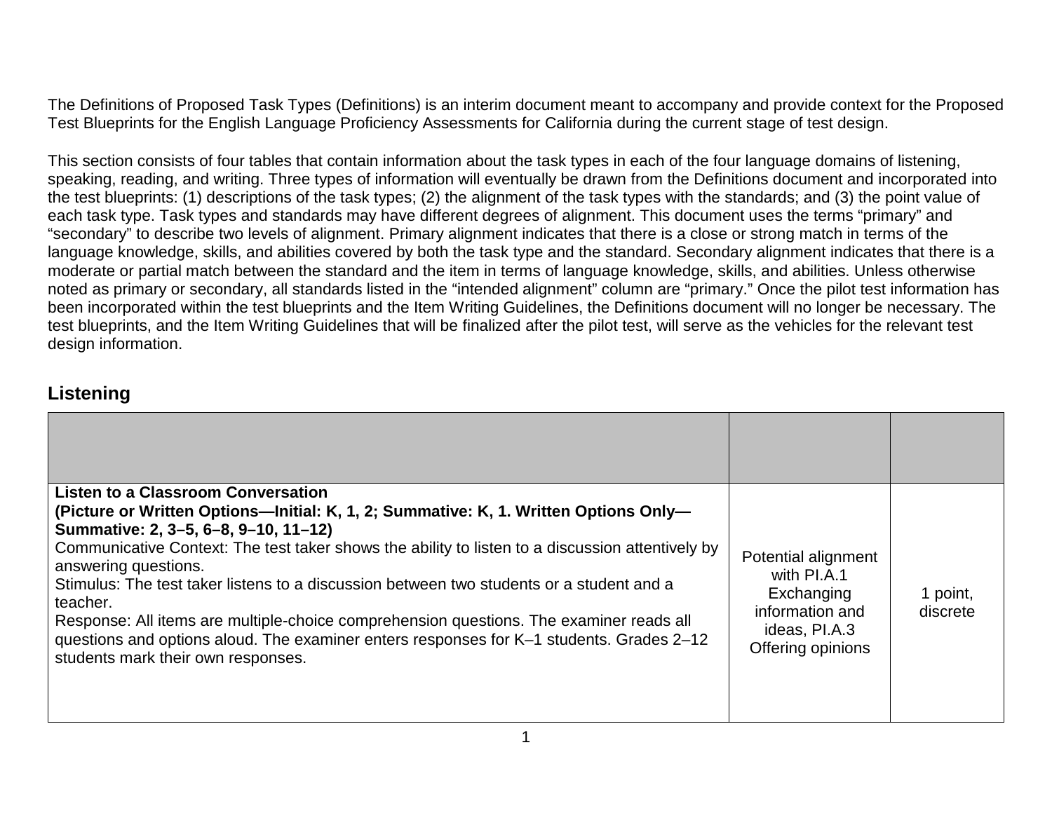The Definitions of Proposed Task Types (Definitions) is an interim document meant to accompany and provide context for the Proposed Test Blueprints for the English Language Proficiency Assessments for California during the current stage of test design.

This section consists of four tables that contain information about the task types in each of the four language domains of listening, speaking, reading, and writing. Three types of information will eventually be drawn from the Definitions document and incorporated into the test blueprints: (1) descriptions of the task types; (2) the alignment of the task types with the standards; and (3) the point value of each task type. Task types and standards may have different degrees of alignment. This document uses the terms "primary" and "secondary" to describe two levels of alignment. Primary alignment indicates that there is a close or strong match in terms of the language knowledge, skills, and abilities covered by both the task type and the standard. Secondary alignment indicates that there is a moderate or partial match between the standard and the item in terms of language knowledge, skills, and abilities. Unless otherwise noted as primary or secondary, all standards listed in the "intended alignment" column are "primary." Once the pilot test information has been incorporated within the test blueprints and the Item Writing Guidelines, the Definitions document will no longer be necessary. The test blueprints, and the Item Writing Guidelines that will be finalized after the pilot test, will serve as the vehicles for the relevant test design information.

## Listening

| | | |
|---|---|---|
| **Listen to a Classroom Conversation**<br>**(Picture or Written Options—Initial: K, 1, 2; Summative: K, 1. Written Options Only—Summative: 2, 3–5, 6–8, 9–10, 11–12)**<br>Communicative Context: The test taker shows the ability to listen to a discussion attentively by answering questions.<br>Stimulus: The test taker listens to a discussion between two students or a student and a teacher.<br>Response: All items are multiple-choice comprehension questions. The examiner reads all questions and options aloud. The examiner enters responses for K–1 students. Grades 2–12 students mark their own responses. | Potential alignment with PI.A.1 Exchanging information and ideas, PI.A.3 Offering opinions | 1 point, discrete |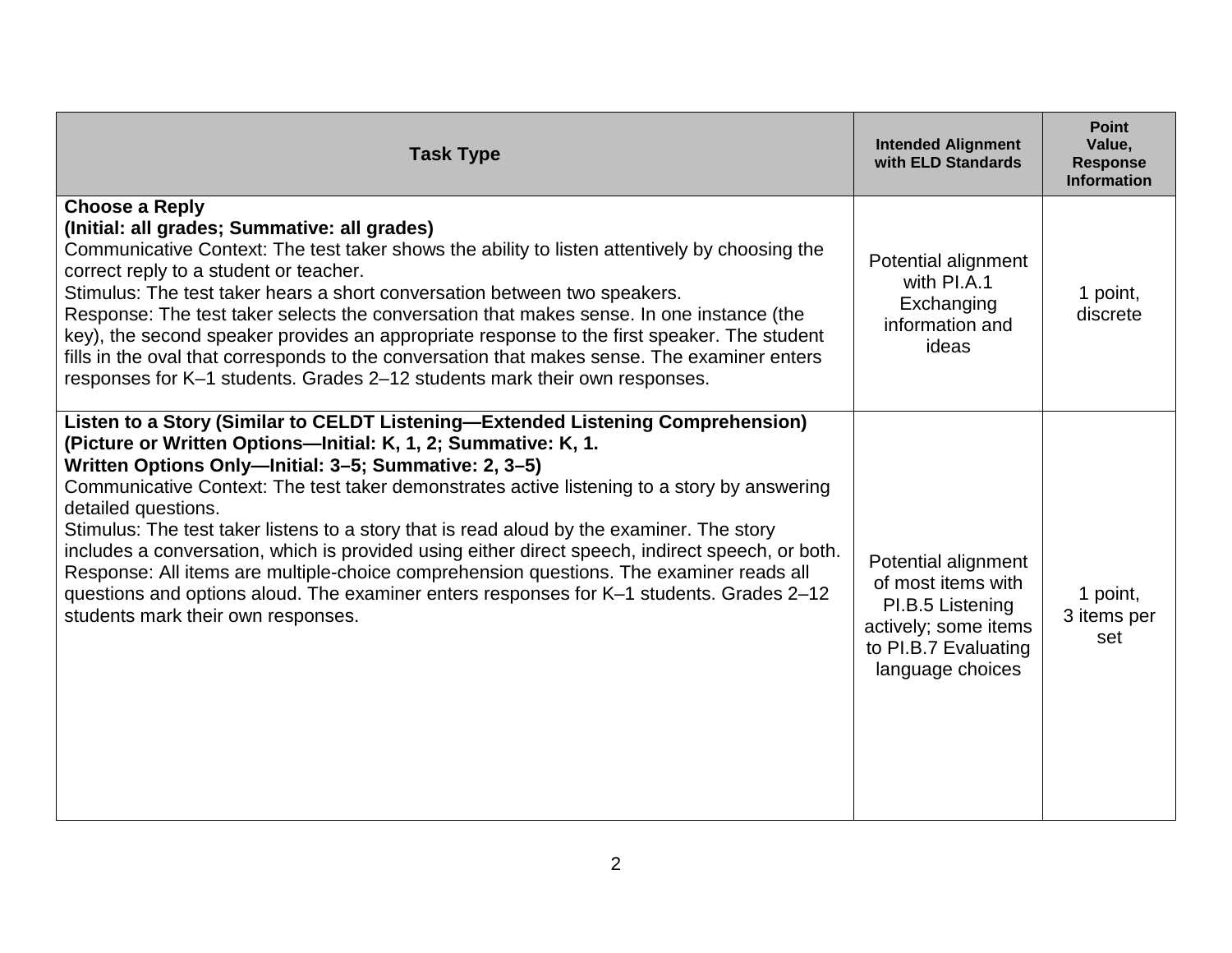| Task Type | Intended Alignment with ELD Standards | Point Value, Response Information |
|---|---|---|
| **Choose a Reply**<br>**(Initial: all grades; Summative: all grades)**<br>Communicative Context: The test taker shows the ability to listen attentively by choosing the correct reply to a student or teacher.<br>Stimulus: The test taker hears a short conversation between two speakers.<br>Response: The test taker selects the conversation that makes sense. In one instance (the key), the second speaker provides an appropriate response to the first speaker. The student fills in the oval that corresponds to the conversation that makes sense. The examiner enters responses for K–1 students. Grades 2–12 students mark their own responses. | Potential alignment with PI.A.1 Exchanging information and ideas | 1 point, discrete |
| **Listen to a Story (Similar to CELDT Listening—Extended Listening Comprehension)**<br>**(Picture or Written Options—Initial: K, 1, 2; Summative: K, 1.**<br>**Written Options Only—Initial: 3–5; Summative: 2, 3–5)**<br>Communicative Context: The test taker demonstrates active listening to a story by answering detailed questions.<br>Stimulus: The test taker listens to a story that is read aloud by the examiner. The story includes a conversation, which is provided using either direct speech, indirect speech, or both.<br>Response: All items are multiple-choice comprehension questions. The examiner reads all questions and options aloud. The examiner enters responses for K–1 students. Grades 2–12 students mark their own responses. | Potential alignment of most items with PI.B.5 Listening actively; some items to PI.B.7 Evaluating language choices | 1 point, 3 items per set |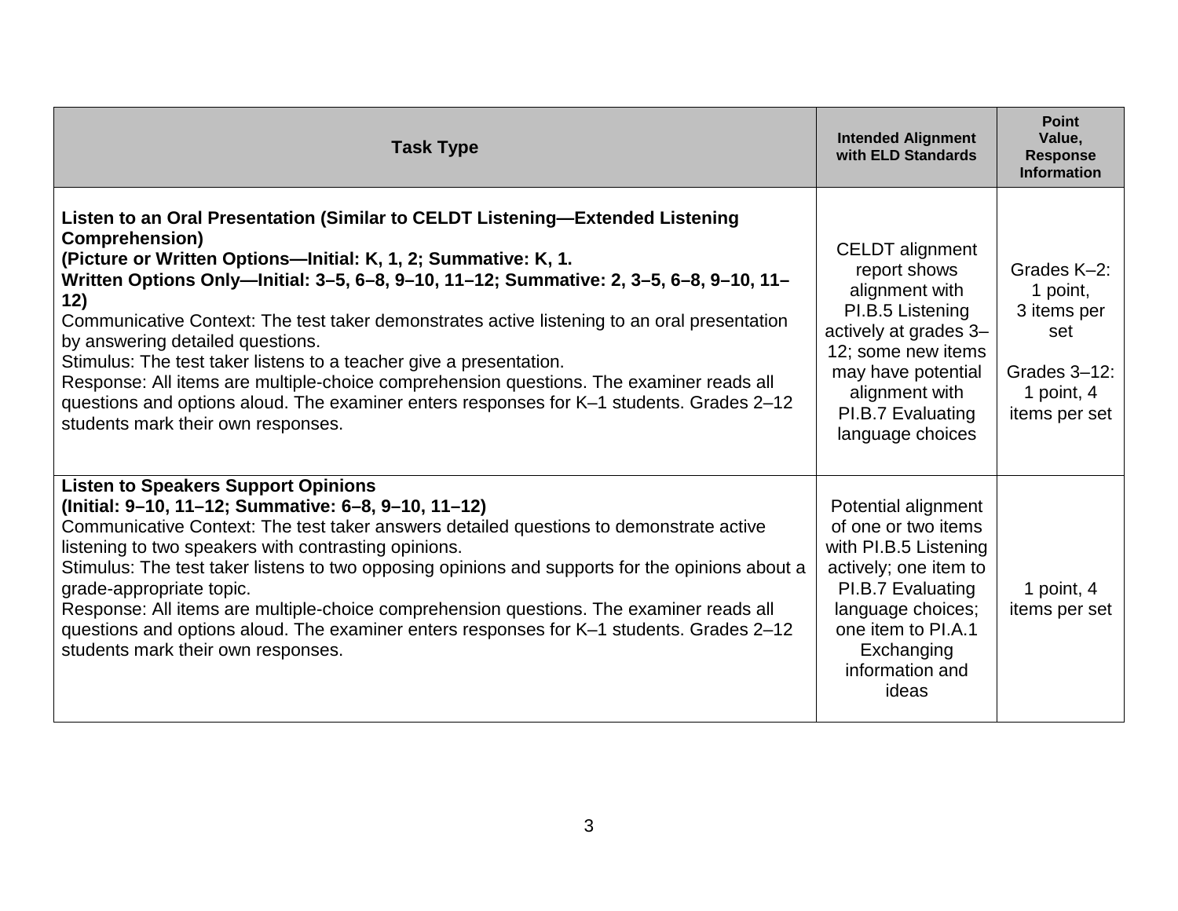| Task Type | Intended Alignment with ELD Standards | Point Value, Response Information |
|---|---|---|
| **Listen to an Oral Presentation (Similar to CELDT Listening—Extended Listening Comprehension)** <br> **(Picture or Written Options—Initial: K, 1, 2; Summative: K, 1.** <br> **Written Options Only—Initial: 3–5, 6–8, 9–10, 11–12; Summative: 2, 3–5, 6–8, 9–10, 11–12)** <br> Communicative Context: The test taker demonstrates active listening to an oral presentation by answering detailed questions. <br> Stimulus: The test taker listens to a teacher give a presentation. <br> Response: All items are multiple-choice comprehension questions. The examiner reads all questions and options aloud. The examiner enters responses for K–1 students. Grades 2–12 students mark their own responses. | CELDT alignment report shows alignment with PI.B.5 Listening actively at grades 3–12; some new items may have potential alignment with PI.B.7 Evaluating language choices | Grades K–2: 1 point, 3 items per set <br><br> Grades 3–12: 1 point, 4 items per set |
| **Listen to Speakers Support Opinions** <br> **(Initial: 9–10, 11–12; Summative: 6–8, 9–10, 11–12)** <br> Communicative Context: The test taker answers detailed questions to demonstrate active listening to two speakers with contrasting opinions. <br> Stimulus: The test taker listens to two opposing opinions and supports for the opinions about a grade-appropriate topic. <br> Response: All items are multiple-choice comprehension questions. The examiner reads all questions and options aloud. The examiner enters responses for K–1 students. Grades 2–12 students mark their own responses. | Potential alignment of one or two items with PI.B.5 Listening actively; one item to PI.B.7 Evaluating language choices; one item to PI.A.1 Exchanging information and ideas | 1 point, 4 items per set |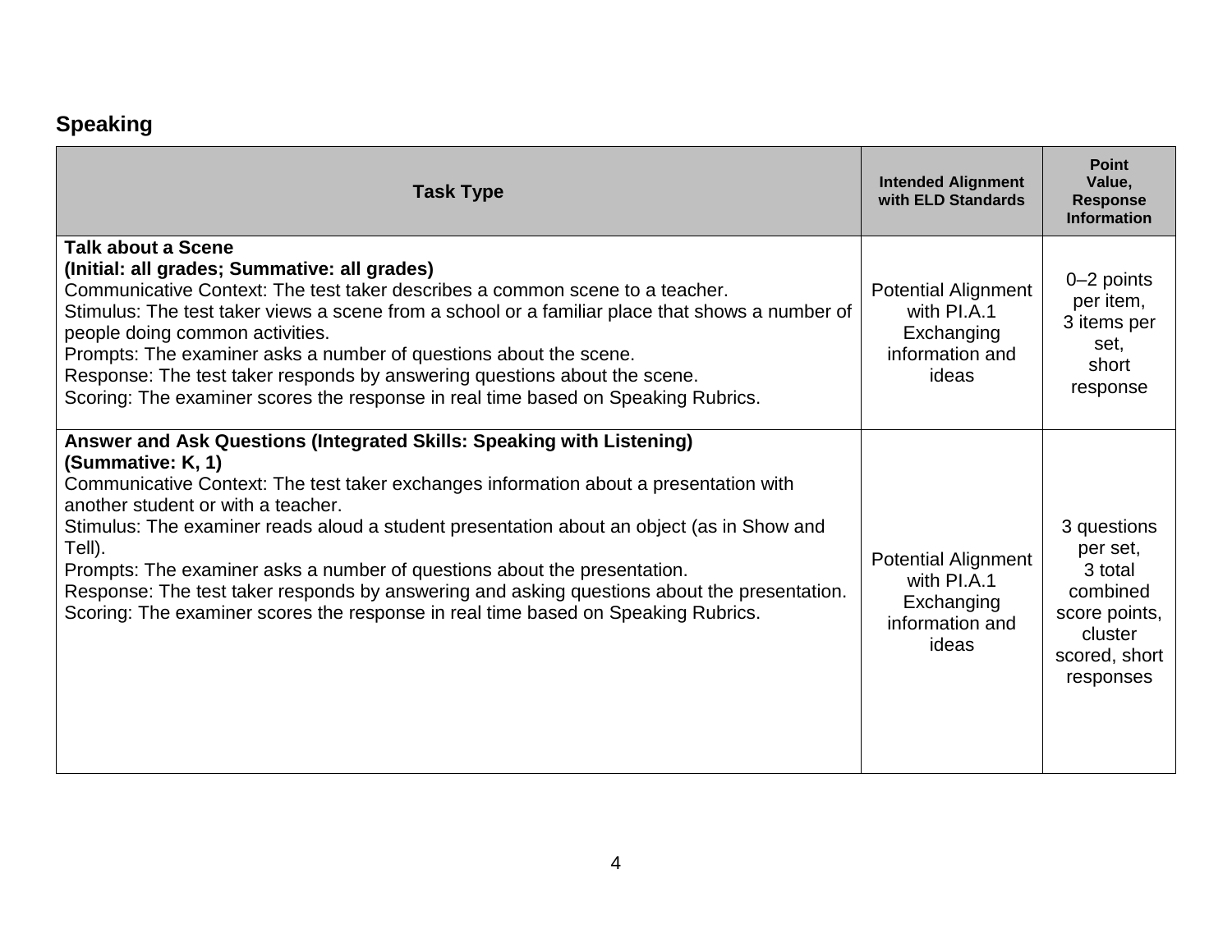## Speaking

| Task Type | Intended Alignment with ELD Standards | Point Value, Response Information |
|---|---|---|
| **Talk about a Scene**<br>**(Initial: all grades; Summative: all grades)**<br>Communicative Context: The test taker describes a common scene to a teacher.<br>Stimulus: The test taker views a scene from a school or a familiar place that shows a number of people doing common activities.<br>Prompts: The examiner asks a number of questions about the scene.<br>Response: The test taker responds by answering questions about the scene.<br>Scoring: The examiner scores the response in real time based on Speaking Rubrics. | Potential Alignment with PI.A.1 Exchanging information and ideas | 0–2 points per item, 3 items per set, short response |
| **Answer and Ask Questions (Integrated Skills: Speaking with Listening)**<br>**(Summative: K, 1)**<br>Communicative Context: The test taker exchanges information about a presentation with another student or with a teacher.<br>Stimulus: The examiner reads aloud a student presentation about an object (as in Show and Tell).<br>Prompts: The examiner asks a number of questions about the presentation.<br>Response: The test taker responds by answering and asking questions about the presentation.<br>Scoring: The examiner scores the response in real time based on Speaking Rubrics. | Potential Alignment with PI.A.1 Exchanging information and ideas | 3 questions per set, 3 total combined score points, cluster scored, short responses |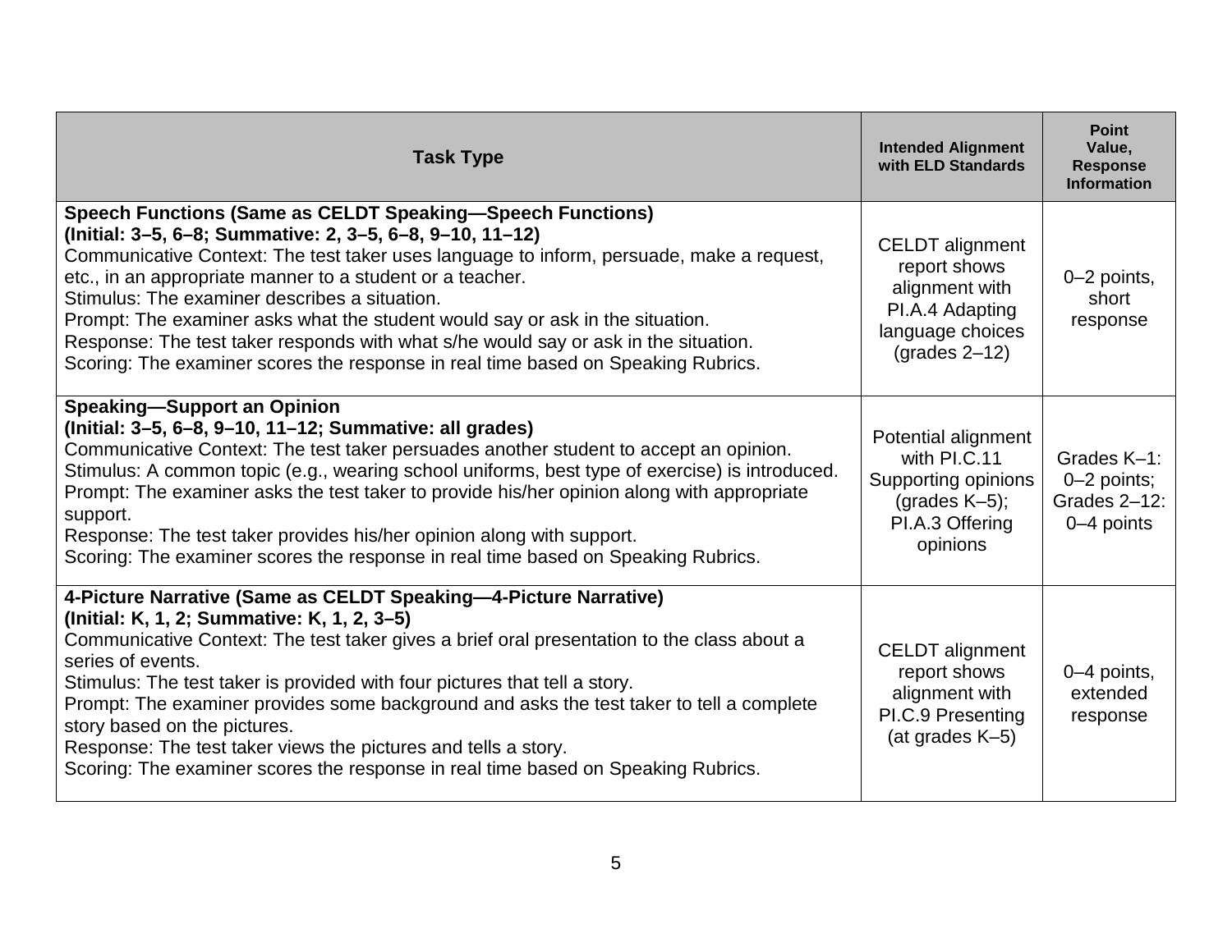| Task Type | Intended Alignment with ELD Standards | Point Value, Response Information |
|---|---|---|
| **Speech Functions (Same as CELDT Speaking—Speech Functions)** **(Initial: 3–5, 6–8; Summative: 2, 3–5, 6–8, 9–10, 11–12)** Communicative Context: The test taker uses language to inform, persuade, make a request, etc., in an appropriate manner to a student or a teacher. Stimulus: The examiner describes a situation. Prompt: The examiner asks what the student would say or ask in the situation. Response: The test taker responds with what s/he would say or ask in the situation. Scoring: The examiner scores the response in real time based on Speaking Rubrics. | CELDT alignment report shows alignment with PI.A.4 Adapting language choices (grades 2–12) | 0–2 points, short response |
| **Speaking—Support an Opinion** **(Initial: 3–5, 6–8, 9–10, 11–12; Summative: all grades)** Communicative Context: The test taker persuades another student to accept an opinion. Stimulus: A common topic (e.g., wearing school uniforms, best type of exercise) is introduced. Prompt: The examiner asks the test taker to provide his/her opinion along with appropriate support. Response: The test taker provides his/her opinion along with support. Scoring: The examiner scores the response in real time based on Speaking Rubrics. | Potential alignment with PI.C.11 Supporting opinions (grades K–5); PI.A.3 Offering opinions | Grades K–1: 0–2 points; Grades 2–12: 0–4 points |
| **4-Picture Narrative (Same as CELDT Speaking—4-Picture Narrative)** **(Initial: K, 1, 2; Summative: K, 1, 2, 3–5)** Communicative Context: The test taker gives a brief oral presentation to the class about a series of events. Stimulus: The test taker is provided with four pictures that tell a story. Prompt: The examiner provides some background and asks the test taker to tell a complete story based on the pictures. Response: The test taker views the pictures and tells a story. Scoring: The examiner scores the response in real time based on Speaking Rubrics. | CELDT alignment report shows alignment with PI.C.9 Presenting (at grades K–5) | 0–4 points, extended response |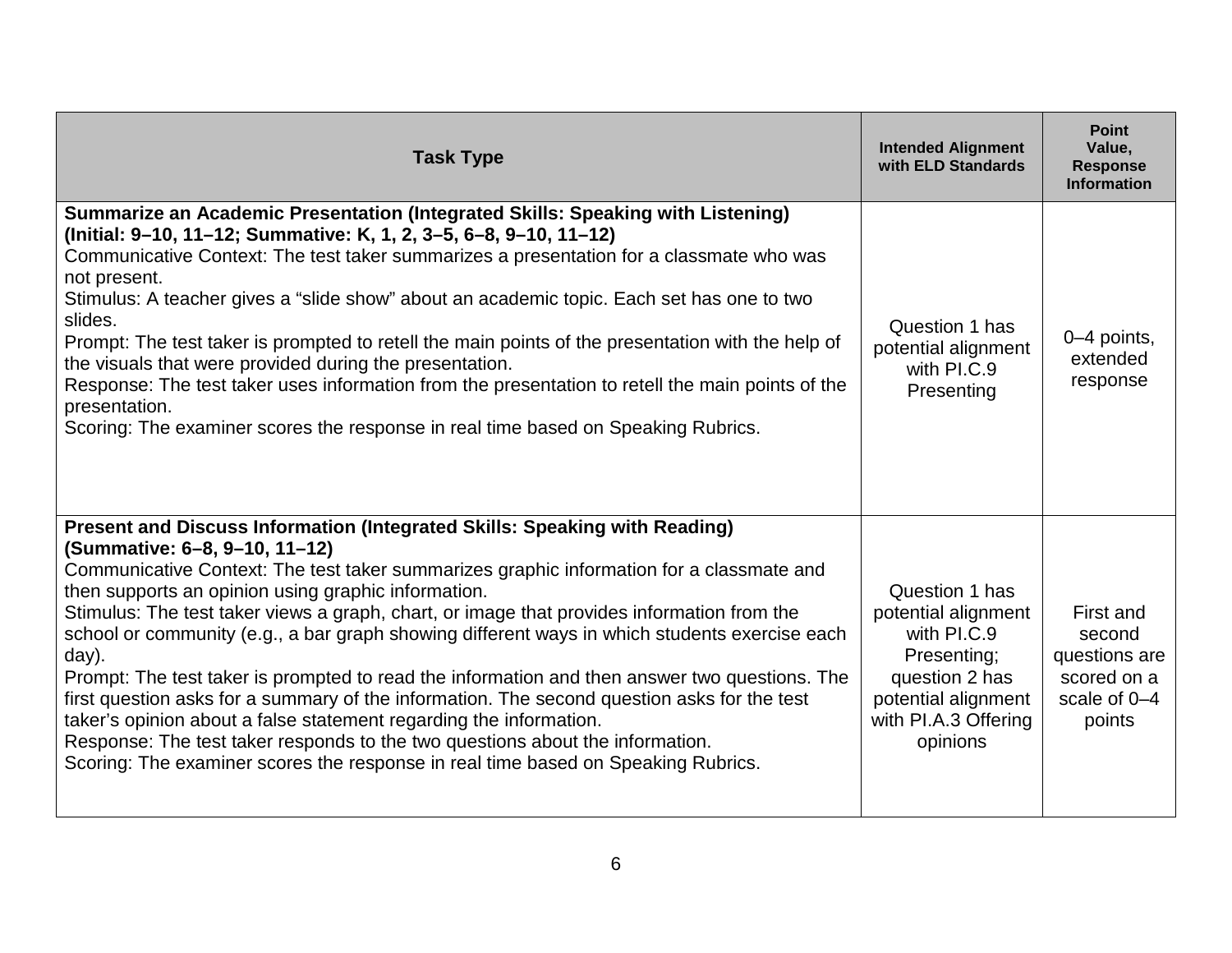| Task Type | Intended Alignment with ELD Standards | Point Value, Response Information |
|---|---|---|
| **Summarize an Academic Presentation (Integrated Skills: Speaking with Listening) (Initial: 9–10, 11–12; Summative: K, 1, 2, 3–5, 6–8, 9–10, 11–12)**<br>Communicative Context: The test taker summarizes a presentation for a classmate who was not present.<br>Stimulus: A teacher gives a "slide show" about an academic topic. Each set has one to two slides.<br>Prompt: The test taker is prompted to retell the main points of the presentation with the help of the visuals that were provided during the presentation.<br>Response: The test taker uses information from the presentation to retell the main points of the presentation.<br>Scoring: The examiner scores the response in real time based on Speaking Rubrics. | Question 1 has potential alignment with PI.C.9 Presenting | 0–4 points, extended response |
| **Present and Discuss Information (Integrated Skills: Speaking with Reading) (Summative: 6–8, 9–10, 11–12)**<br>Communicative Context: The test taker summarizes graphic information for a classmate and then supports an opinion using graphic information.<br>Stimulus: The test taker views a graph, chart, or image that provides information from the school or community (e.g., a bar graph showing different ways in which students exercise each day).<br>Prompt: The test taker is prompted to read the information and then answer two questions. The first question asks for a summary of the information. The second question asks for the test taker's opinion about a false statement regarding the information.<br>Response: The test taker responds to the two questions about the information.<br>Scoring: The examiner scores the response in real time based on Speaking Rubrics. | Question 1 has potential alignment with PI.C.9 Presenting; question 2 has potential alignment with PI.A.3 Offering opinions | First and second questions are scored on a scale of 0–4 points |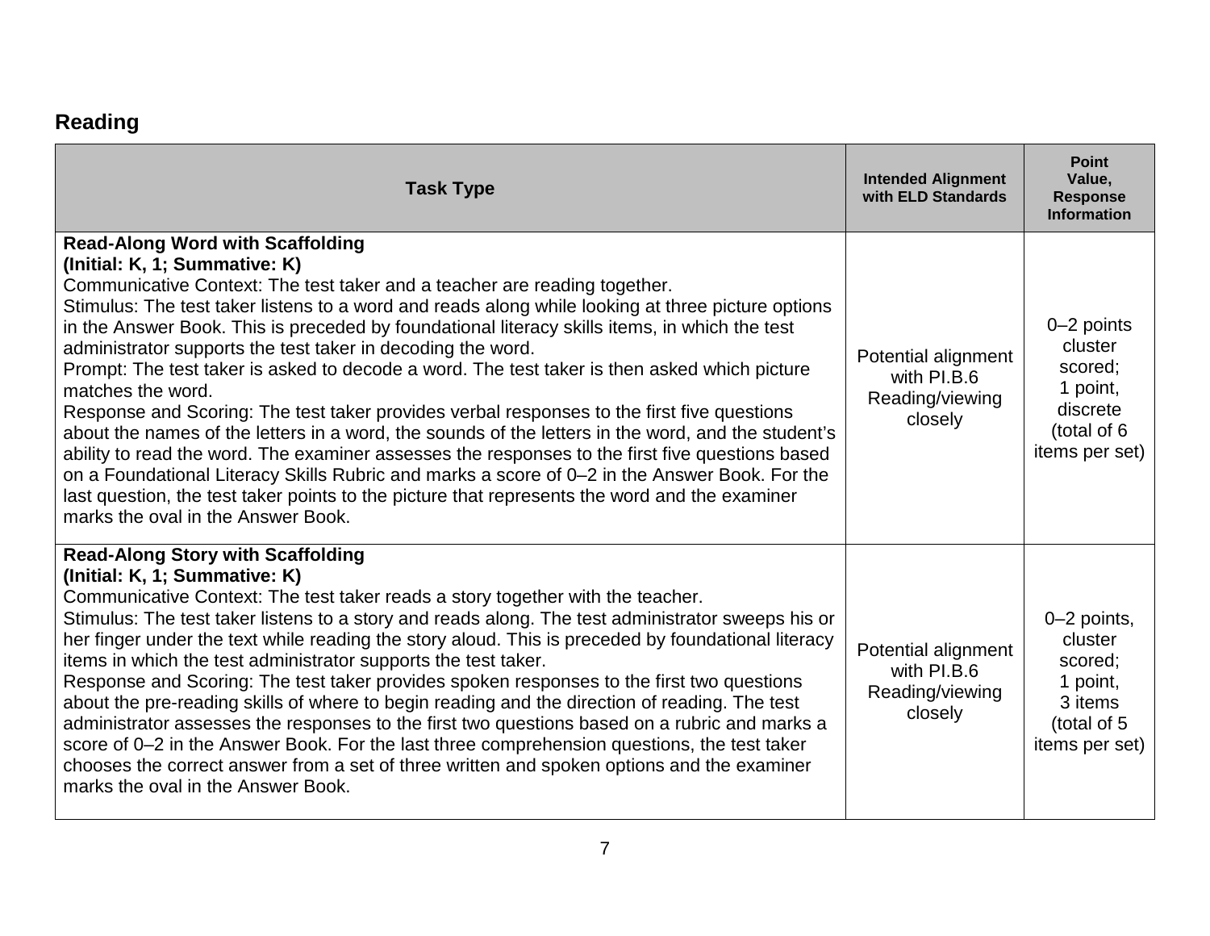## Reading

| Task Type | Intended Alignment with ELD Standards | Point Value, Response Information |
|---|---|---|
| **Read-Along Word with Scaffolding** <br> **(Initial: K, 1; Summative: K)** <br> Communicative Context: The test taker and a teacher are reading together. <br> Stimulus: The test taker listens to a word and reads along while looking at three picture options in the Answer Book. This is preceded by foundational literacy skills items, in which the test administrator supports the test taker in decoding the word. <br> Prompt: The test taker is asked to decode a word. The test taker is then asked which picture matches the word. <br> Response and Scoring: The test taker provides verbal responses to the first five questions about the names of the letters in a word, the sounds of the letters in the word, and the student's ability to read the word. The examiner assesses the responses to the first five questions based on a Foundational Literacy Skills Rubric and marks a score of 0–2 in the Answer Book. For the last question, the test taker points to the picture that represents the word and the examiner marks the oval in the Answer Book. | Potential alignment with PI.B.6 Reading/viewing closely | 0–2 points cluster scored; 1 point, discrete (total of 6 items per set) |
| **Read-Along Story with Scaffolding** <br> **(Initial: K, 1; Summative: K)** <br> Communicative Context: The test taker reads a story together with the teacher. <br> Stimulus: The test taker listens to a story and reads along. The test administrator sweeps his or her finger under the text while reading the story aloud. This is preceded by foundational literacy items in which the test administrator supports the test taker. <br> Response and Scoring: The test taker provides spoken responses to the first two questions about the pre-reading skills of where to begin reading and the direction of reading. The test administrator assesses the responses to the first two questions based on a rubric and marks a score of 0–2 in the Answer Book. For the last three comprehension questions, the test taker chooses the correct answer from a set of three written and spoken options and the examiner marks the oval in the Answer Book. | Potential alignment with PI.B.6 Reading/viewing closely | 0–2 points, cluster scored; 1 point, 3 items (total of 5 items per set) |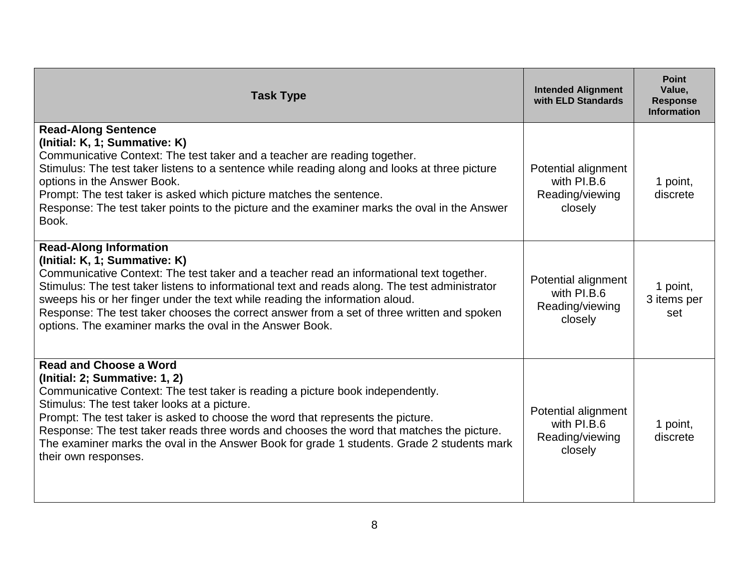| Task Type | Intended Alignment with ELD Standards | Point Value, Response Information |
| --- | --- | --- |
| **Read-Along Sentence**<br>**(Initial: K, 1; Summative: K)**<br>Communicative Context: The test taker and a teacher are reading together.<br>Stimulus: The test taker listens to a sentence while reading along and looks at three picture options in the Answer Book.<br>Prompt: The test taker is asked which picture matches the sentence.<br>Response: The test taker points to the picture and the examiner marks the oval in the Answer Book. | Potential alignment with PI.B.6 Reading/viewing closely | 1 point, discrete |
| **Read-Along Information**<br>**(Initial: K, 1; Summative: K)**<br>Communicative Context: The test taker and a teacher read an informational text together.<br>Stimulus: The test taker listens to informational text and reads along. The test administrator sweeps his or her finger under the text while reading the information aloud.<br>Response: The test taker chooses the correct answer from a set of three written and spoken options. The examiner marks the oval in the Answer Book. | Potential alignment with PI.B.6 Reading/viewing closely | 1 point, 3 items per set |
| **Read and Choose a Word**<br>**(Initial: 2; Summative: 1, 2)**<br>Communicative Context: The test taker is reading a picture book independently.<br>Stimulus: The test taker looks at a picture.<br>Prompt: The test taker is asked to choose the word that represents the picture.<br>Response: The test taker reads three words and chooses the word that matches the picture. The examiner marks the oval in the Answer Book for grade 1 students. Grade 2 students mark their own responses. | Potential alignment with PI.B.6 Reading/viewing closely | 1 point, discrete |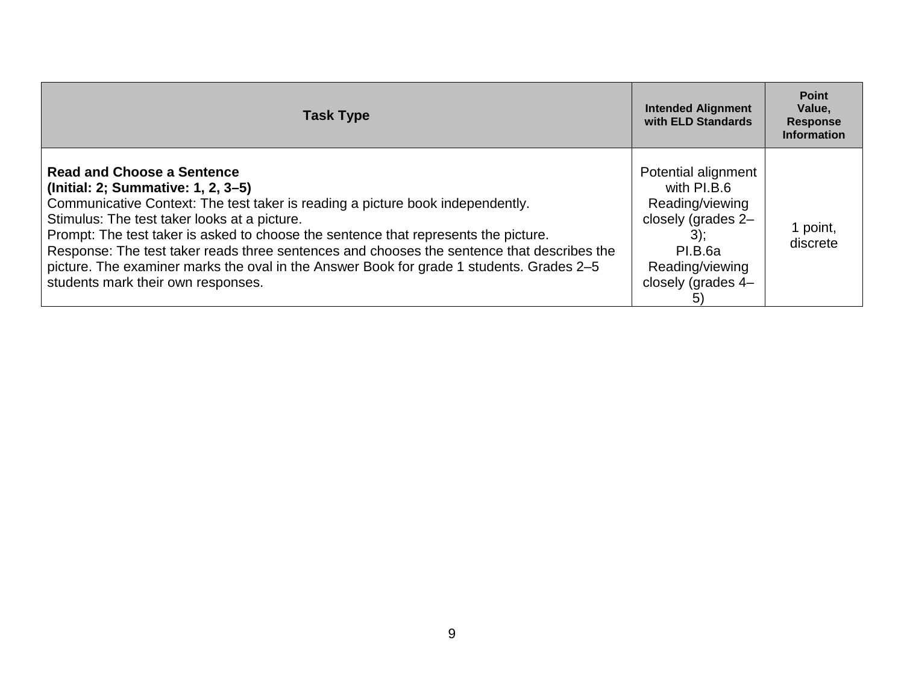| Task Type | Intended Alignment with ELD Standards | Point Value, Response Information |
| --- | --- | --- |
| **Read and Choose a Sentence**<br>**(Initial: 2; Summative: 1, 2, 3–5)**<br>Communicative Context: The test taker is reading a picture book independently.<br>Stimulus: The test taker looks at a picture.<br>Prompt: The test taker is asked to choose the sentence that represents the picture.<br>Response: The test taker reads three sentences and chooses the sentence that describes the picture. The examiner marks the oval in the Answer Book for grade 1 students. Grades 2–5 students mark their own responses. | Potential alignment with PI.B.6 Reading/viewing closely (grades 2–3);<br>PI.B.6a Reading/viewing closely (grades 4–5) | 1 point, discrete |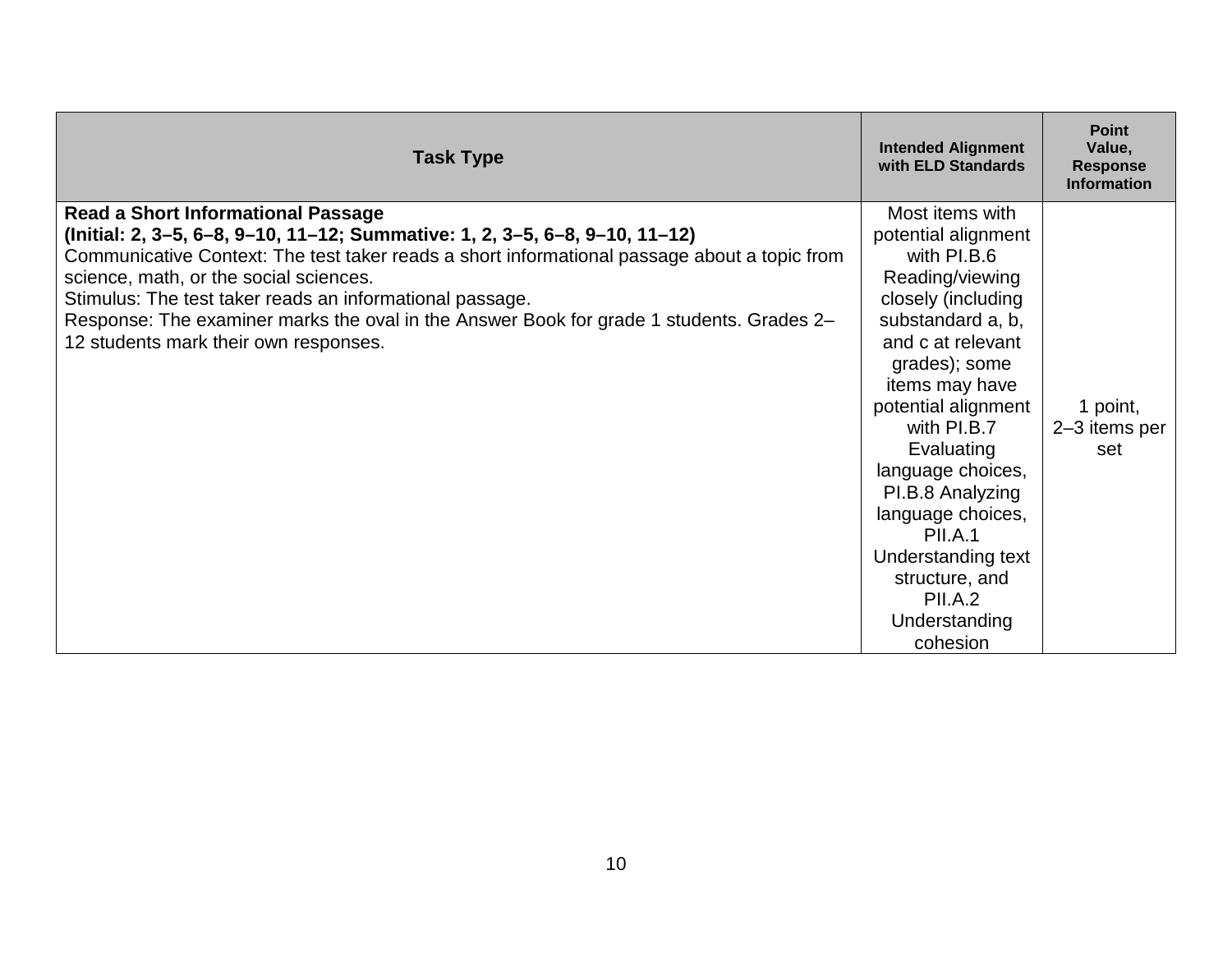| Task Type | Intended Alignment with ELD Standards | Point Value, Response Information |
| --- | --- | --- |
| **Read a Short Informational Passage** **(Initial: 2, 3–5, 6–8, 9–10, 11–12; Summative: 1, 2, 3–5, 6–8, 9–10, 11–12)** Communicative Context: The test taker reads a short informational passage about a topic from science, math, or the social sciences. Stimulus: The test taker reads an informational passage. Response: The examiner marks the oval in the Answer Book for grade 1 students. Grades 2–12 students mark their own responses. | Most items with potential alignment with PI.B.6 Reading/viewing closely (including substandard a, b, and c at relevant grades); some items may have potential alignment with PI.B.7 Evaluating language choices, PI.B.8 Analyzing language choices, PII.A.1 Understanding text structure, and PII.A.2 Understanding cohesion | 1 point, 2–3 items per set |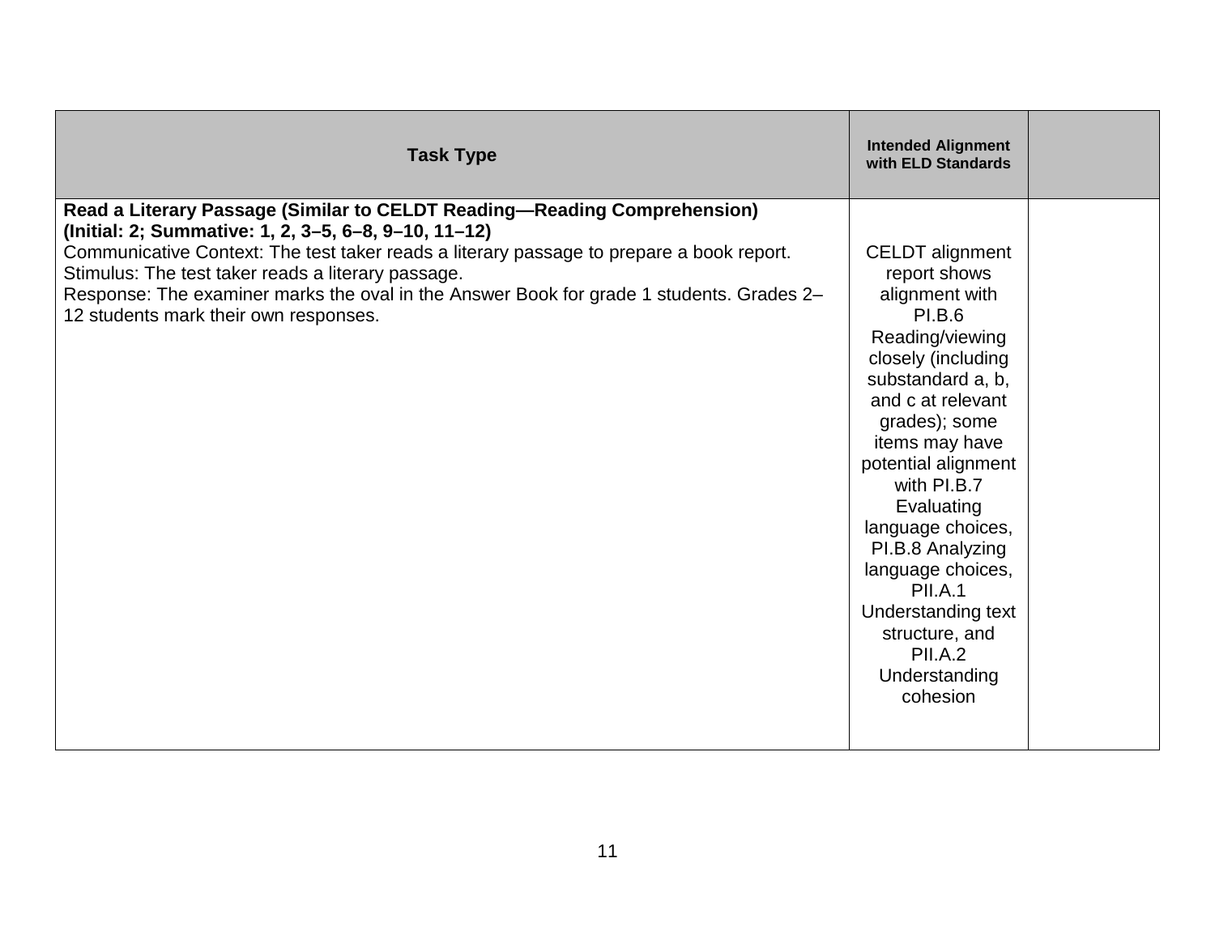| Task Type | Intended Alignment with ELD Standards | |
|---|---|---|
| **Read a Literary Passage (Similar to CELDT Reading—Reading Comprehension) (Initial: 2; Summative: 1, 2, 3–5, 6–8, 9–10, 11–12)**<br>Communicative Context: The test taker reads a literary passage to prepare a book report.<br>Stimulus: The test taker reads a literary passage.<br>Response: The examiner marks the oval in the Answer Book for grade 1 students. Grades 2–12 students mark their own responses. | CELDT alignment report shows alignment with PI.B.6 Reading/viewing closely (including substandard a, b, and c at relevant grades); some items may have potential alignment with PI.B.7 Evaluating language choices, PI.B.8 Analyzing language choices, PII.A.1 Understanding text structure, and PII.A.2 Understanding cohesion | |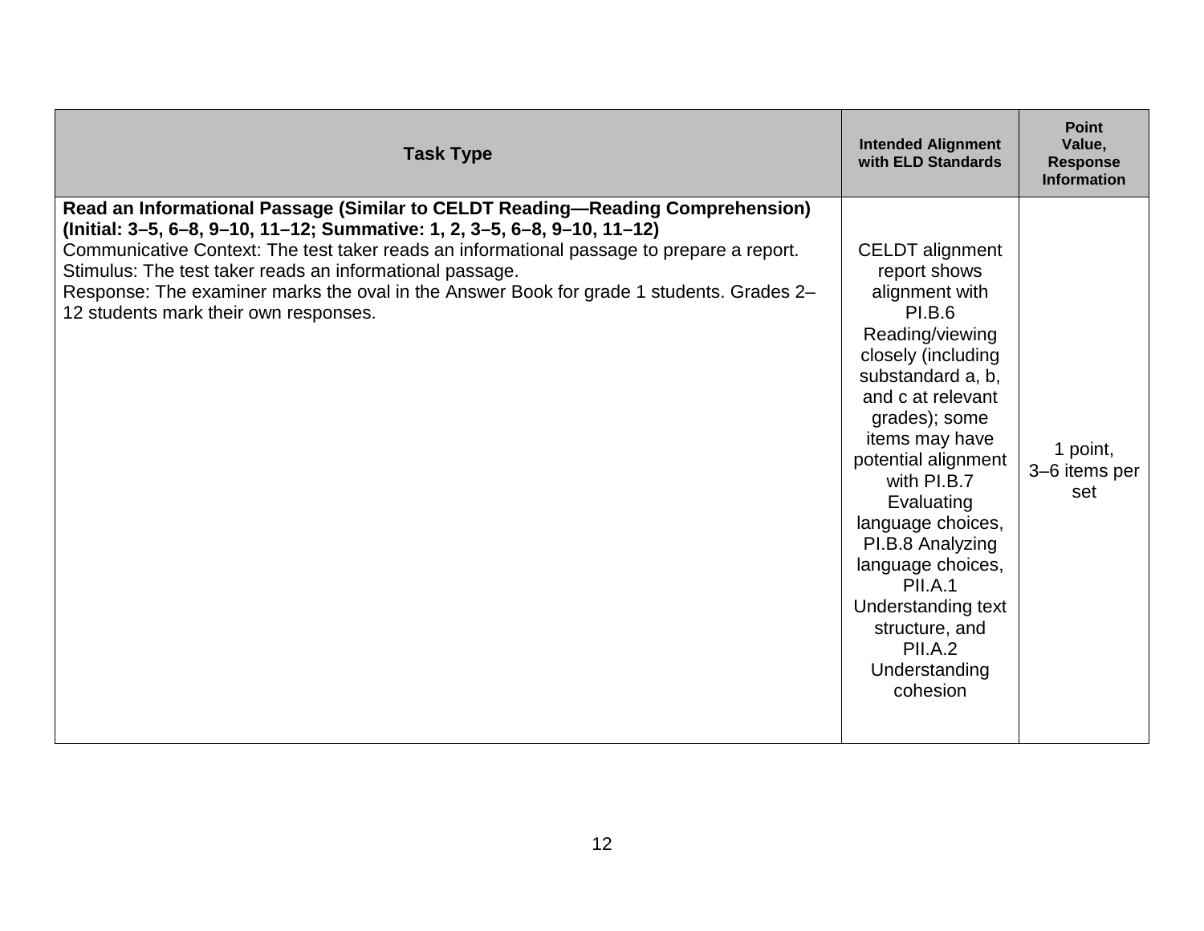| Task Type | Intended Alignment with ELD Standards | Point Value, Response Information |
|---|---|---|
| **Read an Informational Passage (Similar to CELDT Reading—Reading Comprehension) (Initial: 3–5, 6–8, 9–10, 11–12; Summative: 1, 2, 3–5, 6–8, 9–10, 11–12)**<br>Communicative Context: The test taker reads an informational passage to prepare a report.<br>Stimulus: The test taker reads an informational passage.<br>Response: The examiner marks the oval in the Answer Book for grade 1 students. Grades 2–12 students mark their own responses. | CELDT alignment report shows alignment with PI.B.6 Reading/viewing closely (including substandard a, b, and c at relevant grades); some items may have potential alignment with PI.B.7 Evaluating language choices, PI.B.8 Analyzing language choices, PII.A.1 Understanding text structure, and PII.A.2 Understanding cohesion | 1 point, 3–6 items per set |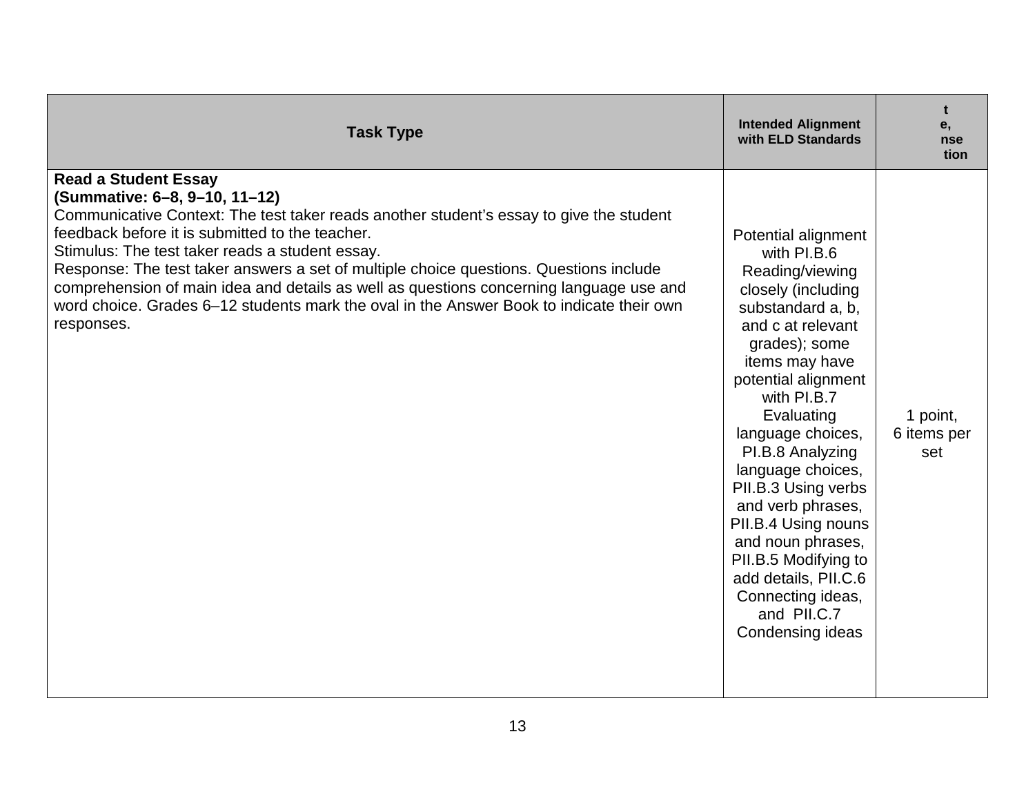| Task Type | Intended Alignment with ELD Standards | t e, nse tion |
|---|---|---|
| **Read a Student Essay** **(Summative: 6–8, 9–10, 11–12)** Communicative Context: The test taker reads another student's essay to give the student feedback before it is submitted to the teacher. Stimulus: The test taker reads a student essay. Response: The test taker answers a set of multiple choice questions. Questions include comprehension of main idea and details as well as questions concerning language use and word choice. Grades 6–12 students mark the oval in the Answer Book to indicate their own responses. | Potential alignment with PI.B.6 Reading/viewing closely (including substandard a, b, and c at relevant grades); some items may have potential alignment with PI.B.7 Evaluating language choices, PI.B.8 Analyzing language choices, PII.B.3 Using verbs and verb phrases, PII.B.4 Using nouns and noun phrases, PII.B.5 Modifying to add details, PII.C.6 Connecting ideas, and PII.C.7 Condensing ideas | 1 point, 6 items per set |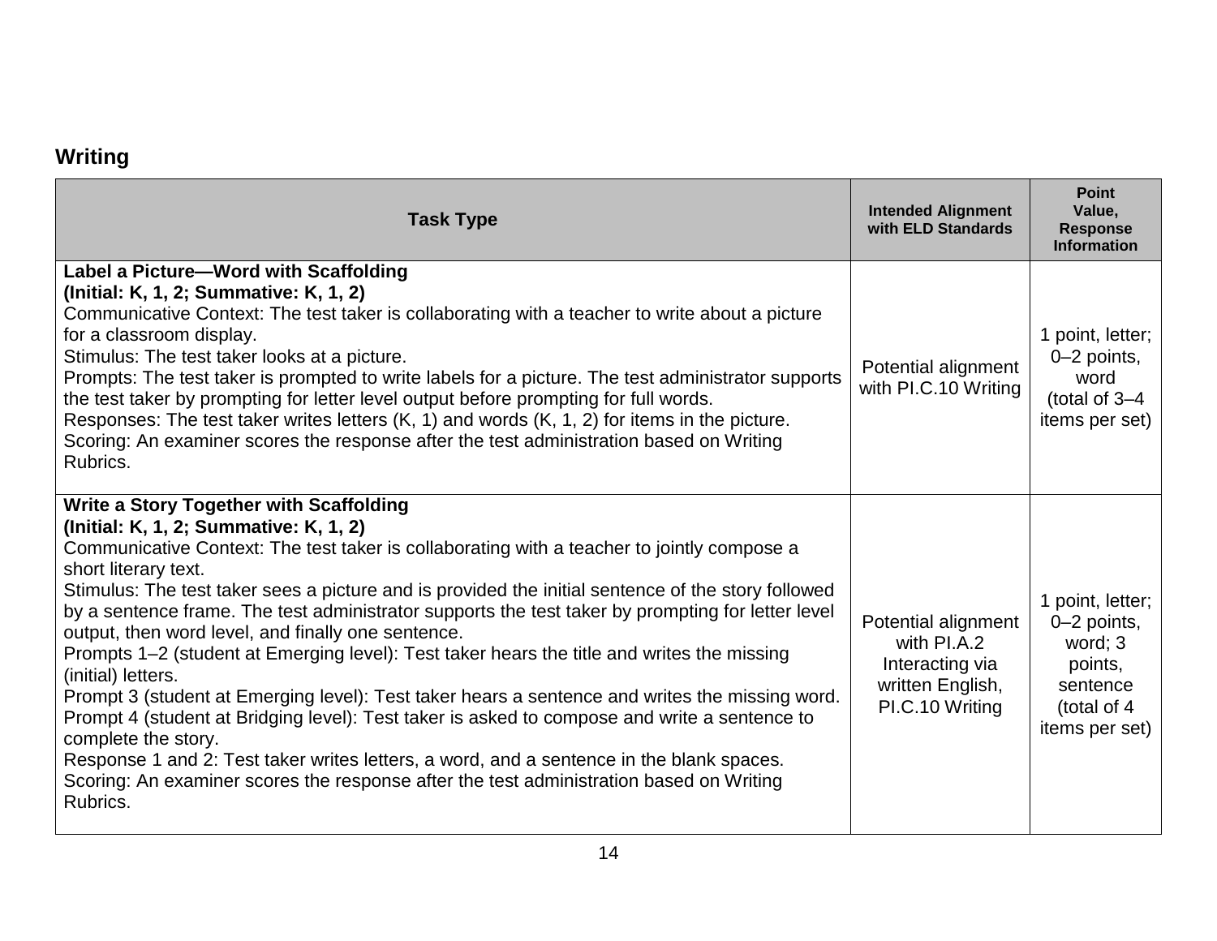## Writing

| Task Type | Intended Alignment with ELD Standards | Point Value, Response Information |
|---|---|---|
| **Label a Picture—Word with Scaffolding** <br> **(Initial: K, 1, 2; Summative: K, 1, 2)** <br> Communicative Context: The test taker is collaborating with a teacher to write about a picture for a classroom display. <br> Stimulus: The test taker looks at a picture. <br> Prompts: The test taker is prompted to write labels for a picture. The test administrator supports the test taker by prompting for letter level output before prompting for full words. <br> Responses: The test taker writes letters (K, 1) and words (K, 1, 2) for items in the picture. <br> Scoring: An examiner scores the response after the test administration based on Writing Rubrics. | Potential alignment with PI.C.10 Writing | 1 point, letter; 0–2 points, word (total of 3–4 items per set) |
| **Write a Story Together with Scaffolding** <br> **(Initial: K, 1, 2; Summative: K, 1, 2)** <br> Communicative Context: The test taker is collaborating with a teacher to jointly compose a short literary text. <br> Stimulus: The test taker sees a picture and is provided the initial sentence of the story followed by a sentence frame. The test administrator supports the test taker by prompting for letter level output, then word level, and finally one sentence. <br> Prompts 1–2 (student at Emerging level): Test taker hears the title and writes the missing (initial) letters. <br> Prompt 3 (student at Emerging level): Test taker hears a sentence and writes the missing word. <br> Prompt 4 (student at Bridging level): Test taker is asked to compose and write a sentence to complete the story. <br> Response 1 and 2: Test taker writes letters, a word, and a sentence in the blank spaces. <br> Scoring: An examiner scores the response after the test administration based on Writing Rubrics. | Potential alignment with PI.A.2 Interacting via written English, PI.C.10 Writing | 1 point, letter; 0–2 points, word; 3 points, sentence (total of 4 items per set) |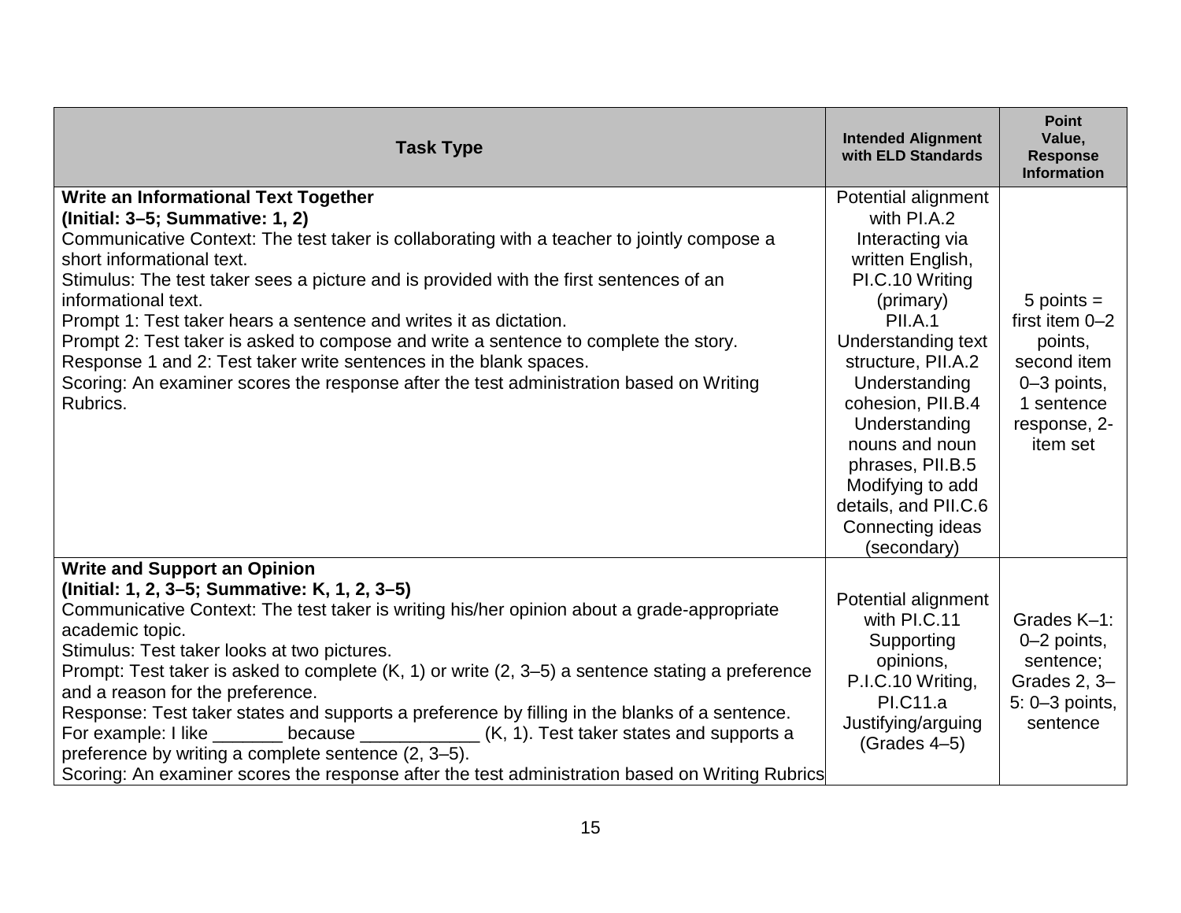| Task Type | Intended Alignment with ELD Standards | Point Value, Response Information |
|---|---|---|
| **Write an Informational Text Together**<br>**(Initial: 3–5; Summative: 1, 2)**<br>Communicative Context: The test taker is collaborating with a teacher to jointly compose a short informational text.<br>Stimulus: The test taker sees a picture and is provided with the first sentences of an informational text.<br>Prompt 1: Test taker hears a sentence and writes it as dictation.<br>Prompt 2: Test taker is asked to compose and write a sentence to complete the story.<br>Response 1 and 2: Test taker write sentences in the blank spaces.<br>Scoring: An examiner scores the response after the test administration based on Writing Rubrics. | Potential alignment with PI.A.2 Interacting via written English, PI.C.10 Writing (primary) PII.A.1 Understanding text structure, PII.A.2 Understanding cohesion, PII.B.4 Understanding nouns and noun phrases, PII.B.5 Modifying to add details, and PII.C.6 Connecting ideas (secondary) | 5 points = first item 0–2 points, second item 0–3 points, 1 sentence response, 2-item set |
| **Write and Support an Opinion**<br>**(Initial: 1, 2, 3–5; Summative: K, 1, 2, 3–5)**<br>Communicative Context: The test taker is writing his/her opinion about a grade-appropriate academic topic.<br>Stimulus: Test taker looks at two pictures.<br>Prompt: Test taker is asked to complete (K, 1) or write (2, 3–5) a sentence stating a preference and a reason for the preference.<br>Response: Test taker states and supports a preference by filling in the blanks of a sentence. For example: I like _______ because ____________ (K, 1). Test taker states and supports a preference by writing a complete sentence (2, 3–5).<br>Scoring: An examiner scores the response after the test administration based on Writing Rubrics | Potential alignment with PI.C.11 Supporting opinions, P.I.C.10 Writing, PI.C11.a Justifying/arguing (Grades 4–5) | Grades K–1: 0–2 points, sentence; Grades 2, 3–5: 0–3 points, sentence |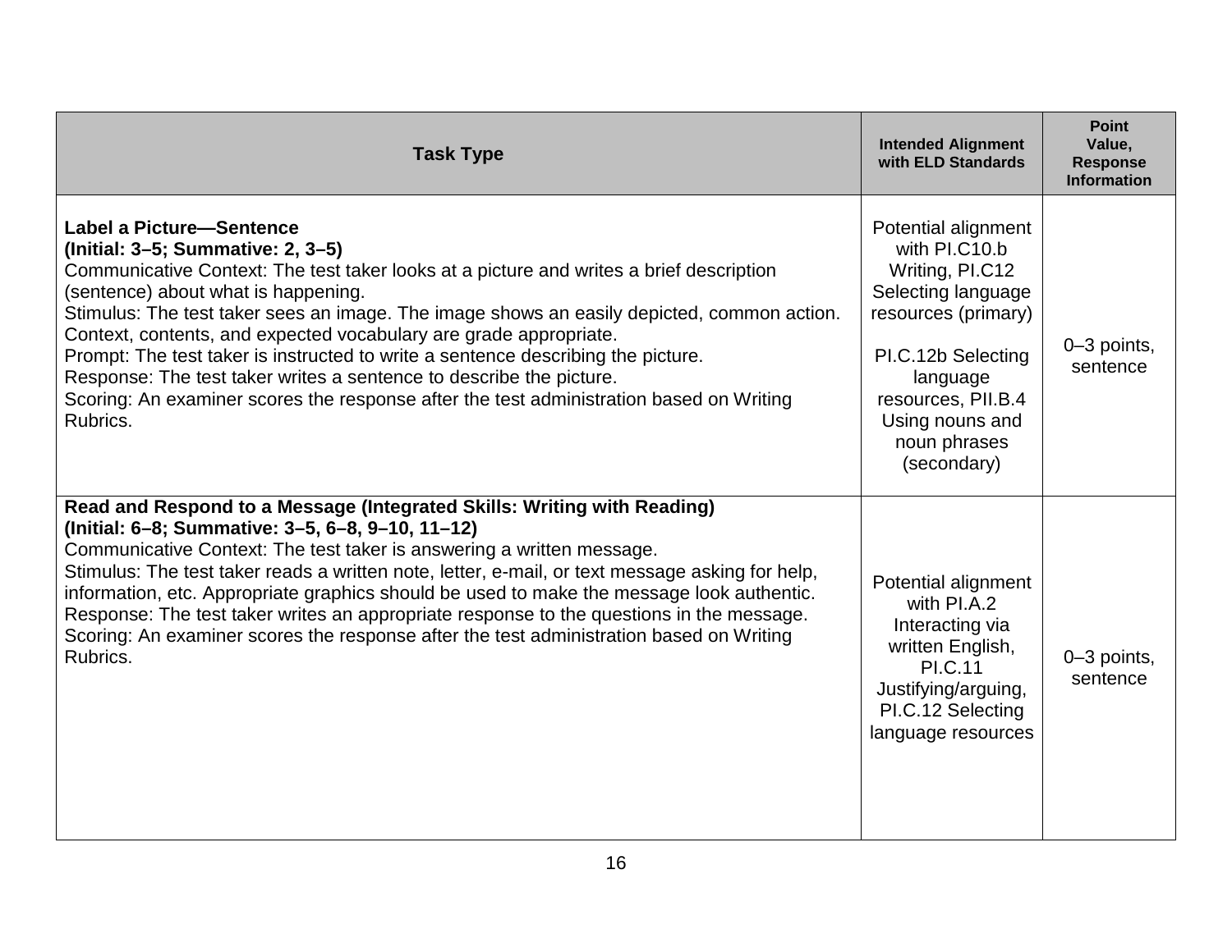| Task Type | Intended Alignment with ELD Standards | Point Value, Response Information |
|---|---|---|
| **Label a Picture—Sentence**<br>**(Initial: 3–5; Summative: 2, 3–5)**<br>Communicative Context: The test taker looks at a picture and writes a brief description (sentence) about what is happening.<br>Stimulus: The test taker sees an image. The image shows an easily depicted, common action. Context, contents, and expected vocabulary are grade appropriate.<br>Prompt: The test taker is instructed to write a sentence describing the picture.<br>Response: The test taker writes a sentence to describe the picture.<br>Scoring: An examiner scores the response after the test administration based on Writing Rubrics. | Potential alignment with PI.C10.b Writing, PI.C12 Selecting language resources (primary)<br><br>PI.C.12b Selecting language resources, PII.B.4 Using nouns and noun phrases (secondary) | 0–3 points, sentence |
| **Read and Respond to a Message (Integrated Skills: Writing with Reading)**<br>**(Initial: 6–8; Summative: 3–5, 6–8, 9–10, 11–12)**<br>Communicative Context: The test taker is answering a written message.<br>Stimulus: The test taker reads a written note, letter, e-mail, or text message asking for help, information, etc. Appropriate graphics should be used to make the message look authentic.<br>Response: The test taker writes an appropriate response to the questions in the message.<br>Scoring: An examiner scores the response after the test administration based on Writing Rubrics. | Potential alignment with PI.A.2 Interacting via written English, PI.C.11 Justifying/arguing, PI.C.12 Selecting language resources | 0–3 points, sentence |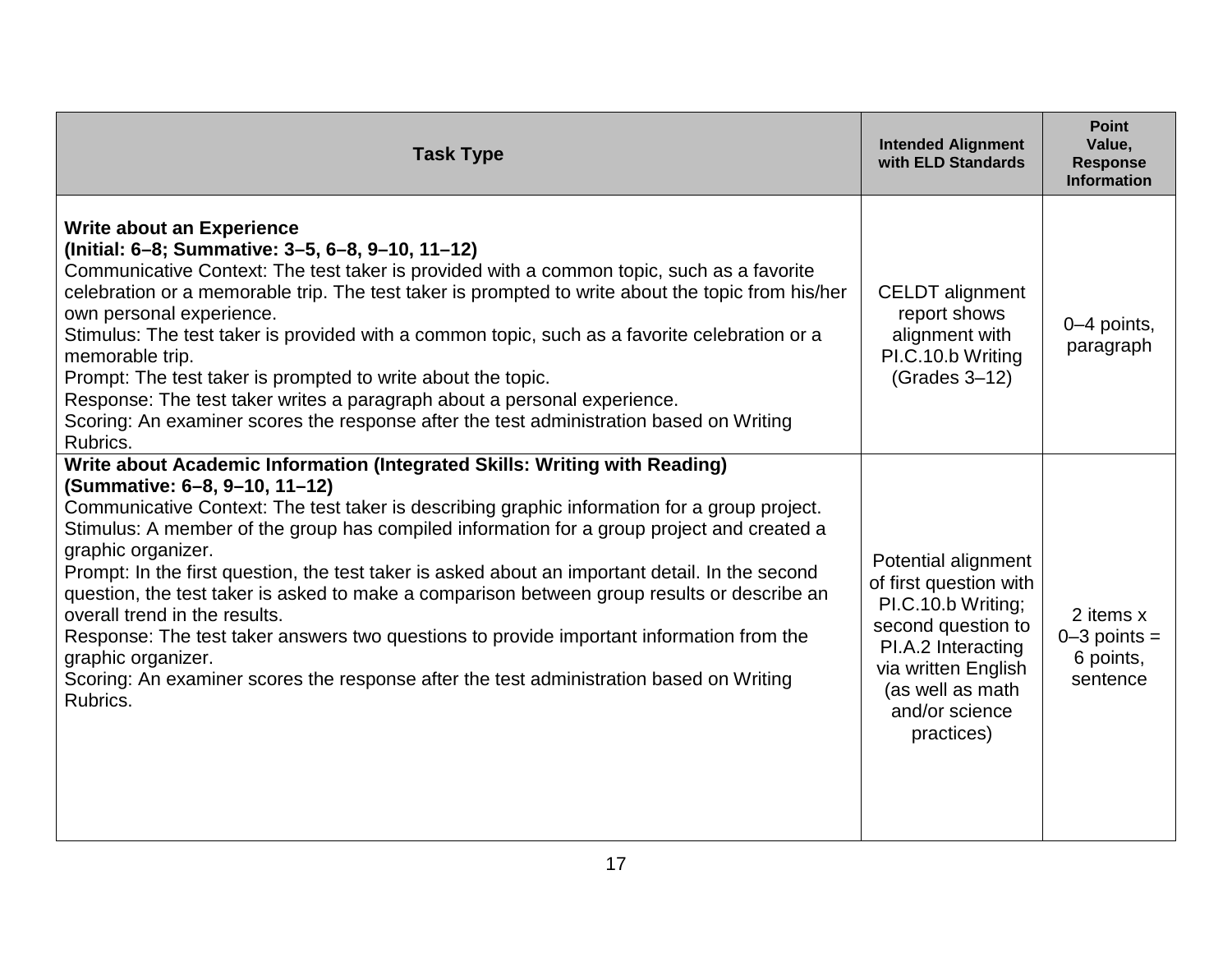| Task Type | Intended Alignment with ELD Standards | Point Value, Response Information |
|---|---|---|
| **Write about an Experience** <br> **(Initial: 6–8; Summative: 3–5, 6–8, 9–10, 11–12)** <br> Communicative Context: The test taker is provided with a common topic, such as a favorite celebration or a memorable trip. The test taker is prompted to write about the topic from his/her own personal experience. <br> Stimulus: The test taker is provided with a common topic, such as a favorite celebration or a memorable trip. <br> Prompt: The test taker is prompted to write about the topic. <br> Response: The test taker writes a paragraph about a personal experience. <br> Scoring: An examiner scores the response after the test administration based on Writing Rubrics. | CELDT alignment report shows alignment with PI.C.10.b Writing (Grades 3–12) | 0–4 points, paragraph |
| **Write about Academic Information (Integrated Skills: Writing with Reading)** <br> **(Summative: 6–8, 9–10, 11–12)** <br> Communicative Context: The test taker is describing graphic information for a group project. <br> Stimulus: A member of the group has compiled information for a group project and created a graphic organizer. <br> Prompt: In the first question, the test taker is asked about an important detail. In the second question, the test taker is asked to make a comparison between group results or describe an overall trend in the results. <br> Response: The test taker answers two questions to provide important information from the graphic organizer. <br> Scoring: An examiner scores the response after the test administration based on Writing Rubrics. | Potential alignment of first question with PI.C.10.b Writing; second question to PI.A.2 Interacting via written English (as well as math and/or science practices) | 2 items x 0–3 points = 6 points, sentence |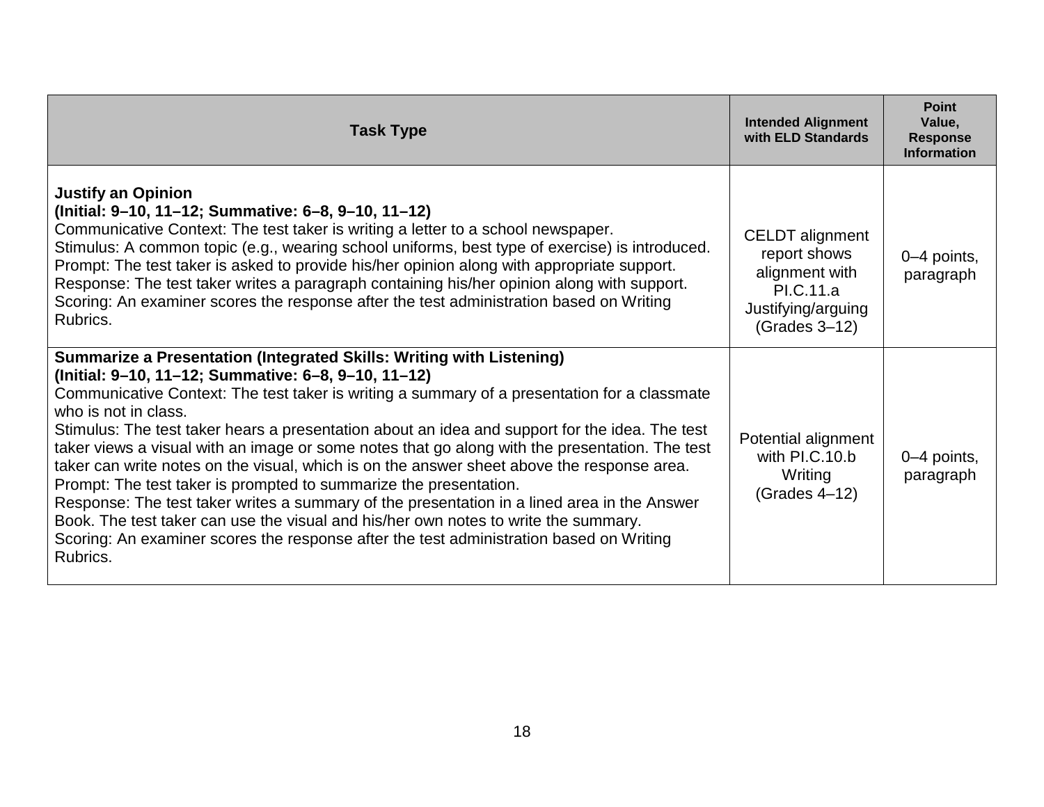| Task Type | Intended Alignment with ELD Standards | Point Value, Response Information |
|---|---|---|
| **Justify an Opinion**<br>**(Initial: 9–10, 11–12; Summative: 6–8, 9–10, 11–12)**<br>Communicative Context: The test taker is writing a letter to a school newspaper.<br>Stimulus: A common topic (e.g., wearing school uniforms, best type of exercise) is introduced.<br>Prompt: The test taker is asked to provide his/her opinion along with appropriate support.<br>Response: The test taker writes a paragraph containing his/her opinion along with support.<br>Scoring: An examiner scores the response after the test administration based on Writing Rubrics. | CELDT alignment report shows alignment with PI.C.11.a Justifying/arguing (Grades 3–12) | 0–4 points, paragraph |
| **Summarize a Presentation (Integrated Skills: Writing with Listening)**<br>**(Initial: 9–10, 11–12; Summative: 6–8, 9–10, 11–12)**<br>Communicative Context: The test taker is writing a summary of a presentation for a classmate who is not in class.<br>Stimulus: The test taker hears a presentation about an idea and support for the idea. The test taker views a visual with an image or some notes that go along with the presentation. The test taker can write notes on the visual, which is on the answer sheet above the response area.<br>Prompt: The test taker is prompted to summarize the presentation.<br>Response: The test taker writes a summary of the presentation in a lined area in the Answer Book. The test taker can use the visual and his/her own notes to write the summary.<br>Scoring: An examiner scores the response after the test administration based on Writing Rubrics. | Potential alignment with PI.C.10.b Writing (Grades 4–12) | 0–4 points, paragraph |